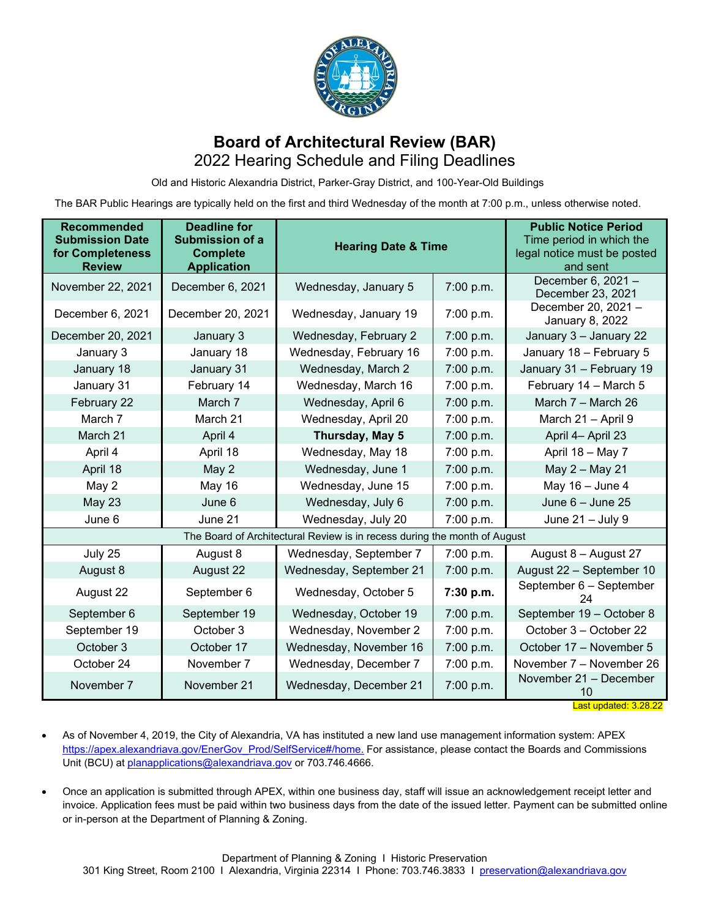# Board of Architectural Review (BAR)

## 2022 Hearing Schedule and Filing Deadlines

Old and Historic Alexandria District, Parker-Gray District, and 100-Year-Old Buildings

The BAR Public Hearings are typically held on the first and third Wednesday of the month at 7:00 p.m., unless otherwise noted.

| Recommended Submission Date for Completeness Review | Deadline for Submission of a Complete Application | Hearing Date & Time | | Public Notice Period Time period in which the legal notice must be posted and sent |
|---|---|---|---|---|
| November 22, 2021 | December 6, 2021 | Wednesday, January 5 | 7:00 p.m. | December 6, 2021 – December 23, 2021 |
| December 6, 2021 | December 20, 2021 | Wednesday, January 19 | 7:00 p.m. | December 20, 2021 – January 8, 2022 |
| December 20, 2021 | January 3 | Wednesday, February 2 | 7:00 p.m. | January 3 – January 22 |
| January 3 | January 18 | Wednesday, February 16 | 7:00 p.m. | January 18 – February 5 |
| January 18 | January 31 | Wednesday, March 2 | 7:00 p.m. | January 31 – February 19 |
| January 31 | February 14 | Wednesday, March 16 | 7:00 p.m. | February 14 – March 5 |
| February 22 | March 7 | Wednesday, April 6 | 7:00 p.m. | March 7 – March 26 |
| March 7 | March 21 | Wednesday, April 20 | 7:00 p.m. | March 21 – April 9 |
| March 21 | April 4 | **Thursday, May 5** | 7:00 p.m. | April 4– April 23 |
| April 4 | April 18 | Wednesday, May 18 | 7:00 p.m. | April 18 – May 7 |
| April 18 | May 2 | Wednesday, June 1 | 7:00 p.m. | May 2 – May 21 |
| May 2 | May 16 | Wednesday, June 15 | 7:00 p.m. | May 16 – June 4 |
| May 23 | June 6 | Wednesday, July 6 | 7:00 p.m. | June 6 – June 25 |
| June 6 | June 21 | Wednesday, July 20 | 7:00 p.m. | June 21 – July 9 |
| The Board of Architectural Review is in recess during the month of August | | | | |
| July 25 | August 8 | Wednesday, September 7 | 7:00 p.m. | August 8 – August 27 |
| August 8 | August 22 | Wednesday, September 21 | 7:00 p.m. | August 22 – September 10 |
| August 22 | September 6 | Wednesday, October 5 | **7:30 p.m.** | September 6 – September 24 |
| September 6 | September 19 | Wednesday, October 19 | 7:00 p.m. | September 19 – October 8 |
| September 19 | October 3 | Wednesday, November 2 | 7:00 p.m. | October 3 – October 22 |
| October 3 | October 17 | Wednesday, November 16 | 7:00 p.m. | October 17 – November 5 |
| October 24 | November 7 | Wednesday, December 7 | 7:00 p.m. | November 7 – November 26 |
| November 7 | November 21 | Wednesday, December 21 | 7:00 p.m. | November 21 – December 10 |

Last updated: 3.28.22

- As of November 4, 2019, the City of Alexandria, VA has instituted a new land use management information system: APEX https://apex.alexandriava.gov/EnerGov_Prod/SelfService#/home. For assistance, please contact the Boards and Commissions Unit (BCU) at planapplications@alexandriava.gov or 703.746.4666.
- Once an application is submitted through APEX, within one business day, staff will issue an acknowledgement receipt letter and invoice. Application fees must be paid within two business days from the date of the issued letter. Payment can be submitted online or in-person at the Department of Planning & Zoning.

Department of Planning & Zoning I Historic Preservation
301 King Street, Room 2100 I Alexandria, Virginia 22314 I Phone: 703.746.3833 I preservation@alexandriava.gov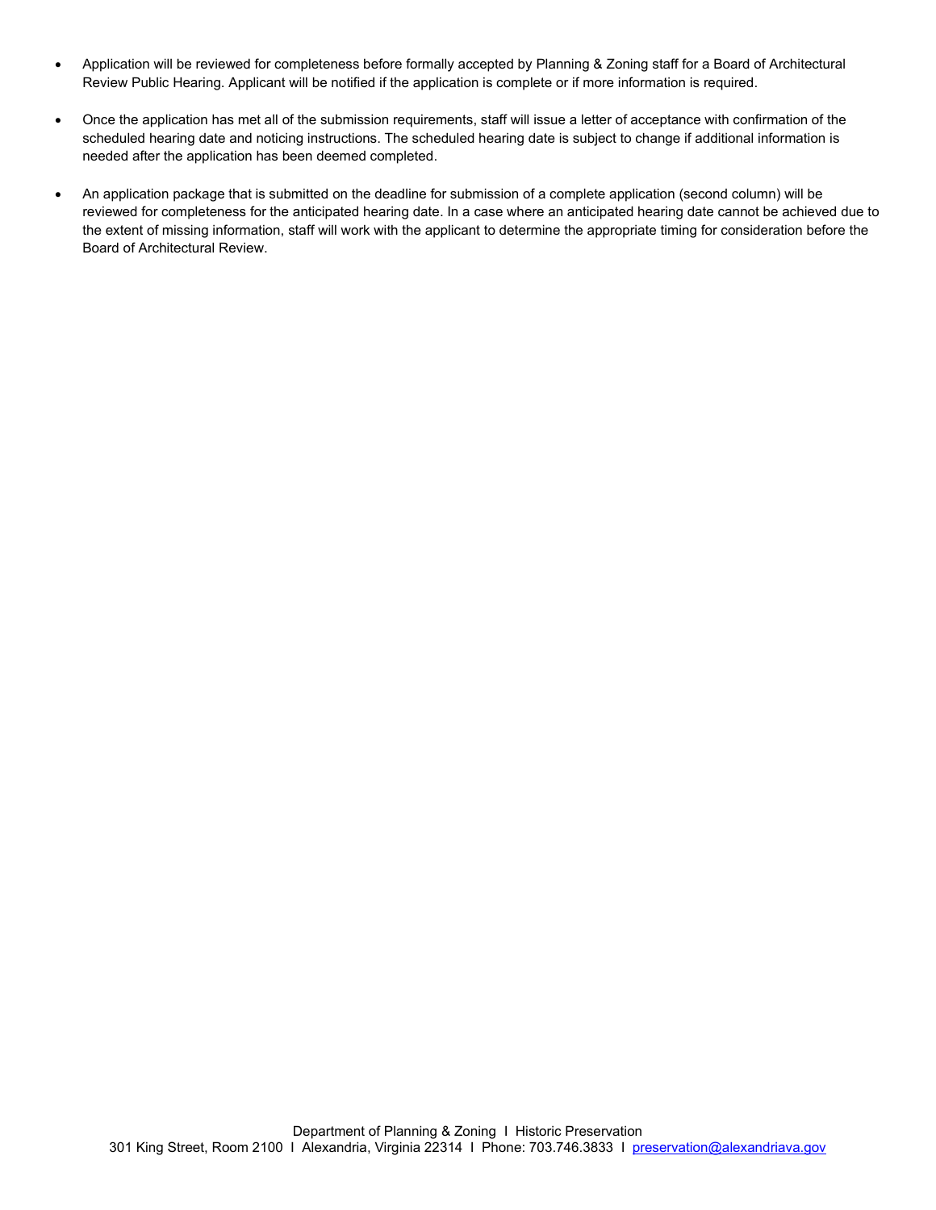- Application will be reviewed for completeness before formally accepted by Planning & Zoning staff for a Board of Architectural Review Public Hearing. Applicant will be notified if the application is complete or if more information is required.

- Once the application has met all of the submission requirements, staff will issue a letter of acceptance with confirmation of the scheduled hearing date and noticing instructions. The scheduled hearing date is subject to change if additional information is needed after the application has been deemed completed.

- An application package that is submitted on the deadline for submission of a complete application (second column) will be reviewed for completeness for the anticipated hearing date. In a case where an anticipated hearing date cannot be achieved due to the extent of missing information, staff will work with the applicant to determine the appropriate timing for consideration before the Board of Architectural Review.